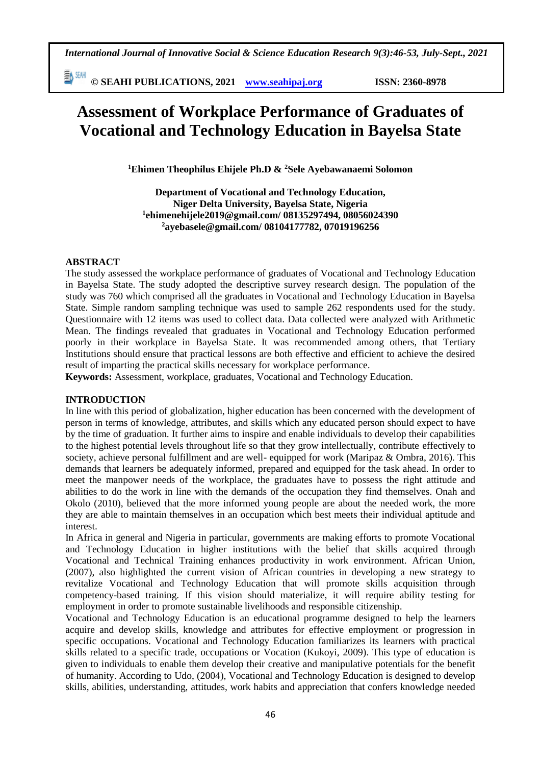# Assessment of Workplace Performance of Graduates of Vocational and Technology Education in Bayelsa State

**[1]Ehimen Theophilus Ehijele Ph.D & [2]Sele Ayebawanaemi Solomon**

**Department of Vocational and Technology Education,**
**Niger Delta University, Bayelsa State, Nigeria**
**[1]ehimenehijele2019@gmail.com/ 08135297494, 08056024390**
**[2]ayebasele@gmail.com/ 08104177782, 07019196256**

## ABSTRACT

The study assessed the workplace performance of graduates of Vocational and Technology Education in Bayelsa State. The study adopted the descriptive survey research design. The population of the study was 760 which comprised all the graduates in Vocational and Technology Education in Bayelsa State. Simple random sampling technique was used to sample 262 respondents used for the study. Questionnaire with 12 items was used to collect data. Data collected were analyzed with Arithmetic Mean. The findings revealed that graduates in Vocational and Technology Education performed poorly in their workplace in Bayelsa State. It was recommended among others, that Tertiary Institutions should ensure that practical lessons are both effective and efficient to achieve the desired result of imparting the practical skills necessary for workplace performance.

**Keywords:** Assessment, workplace, graduates, Vocational and Technology Education.

## INTRODUCTION

In line with this period of globalization, higher education has been concerned with the development of person in terms of knowledge, attributes, and skills which any educated person should expect to have by the time of graduation. It further aims to inspire and enable individuals to develop their capabilities to the highest potential levels throughout life so that they grow intellectually, contribute effectively to society, achieve personal fulfillment and are well- equipped for work (Maripaz & Ombra, 2016). This demands that learners be adequately informed, prepared and equipped for the task ahead. In order to meet the manpower needs of the workplace, the graduates have to possess the right attitude and abilities to do the work in line with the demands of the occupation they find themselves. Onah and Okolo (2010), believed that the more informed young people are about the needed work, the more they are able to maintain themselves in an occupation which best meets their individual aptitude and interest.

In Africa in general and Nigeria in particular, governments are making efforts to promote Vocational and Technology Education in higher institutions with the belief that skills acquired through Vocational and Technical Training enhances productivity in work environment. African Union, (2007), also highlighted the current vision of African countries in developing a new strategy to revitalize Vocational and Technology Education that will promote skills acquisition through competency-based training. If this vision should materialize, it will require ability testing for employment in order to promote sustainable livelihoods and responsible citizenship.

Vocational and Technology Education is an educational programme designed to help the learners acquire and develop skills, knowledge and attributes for effective employment or progression in specific occupations. Vocational and Technology Education familiarizes its learners with practical skills related to a specific trade, occupations or Vocation (Kukoyi, 2009). This type of education is given to individuals to enable them develop their creative and manipulative potentials for the benefit of humanity. According to Udo, (2004), Vocational and Technology Education is designed to develop skills, abilities, understanding, attitudes, work habits and appreciation that confers knowledge needed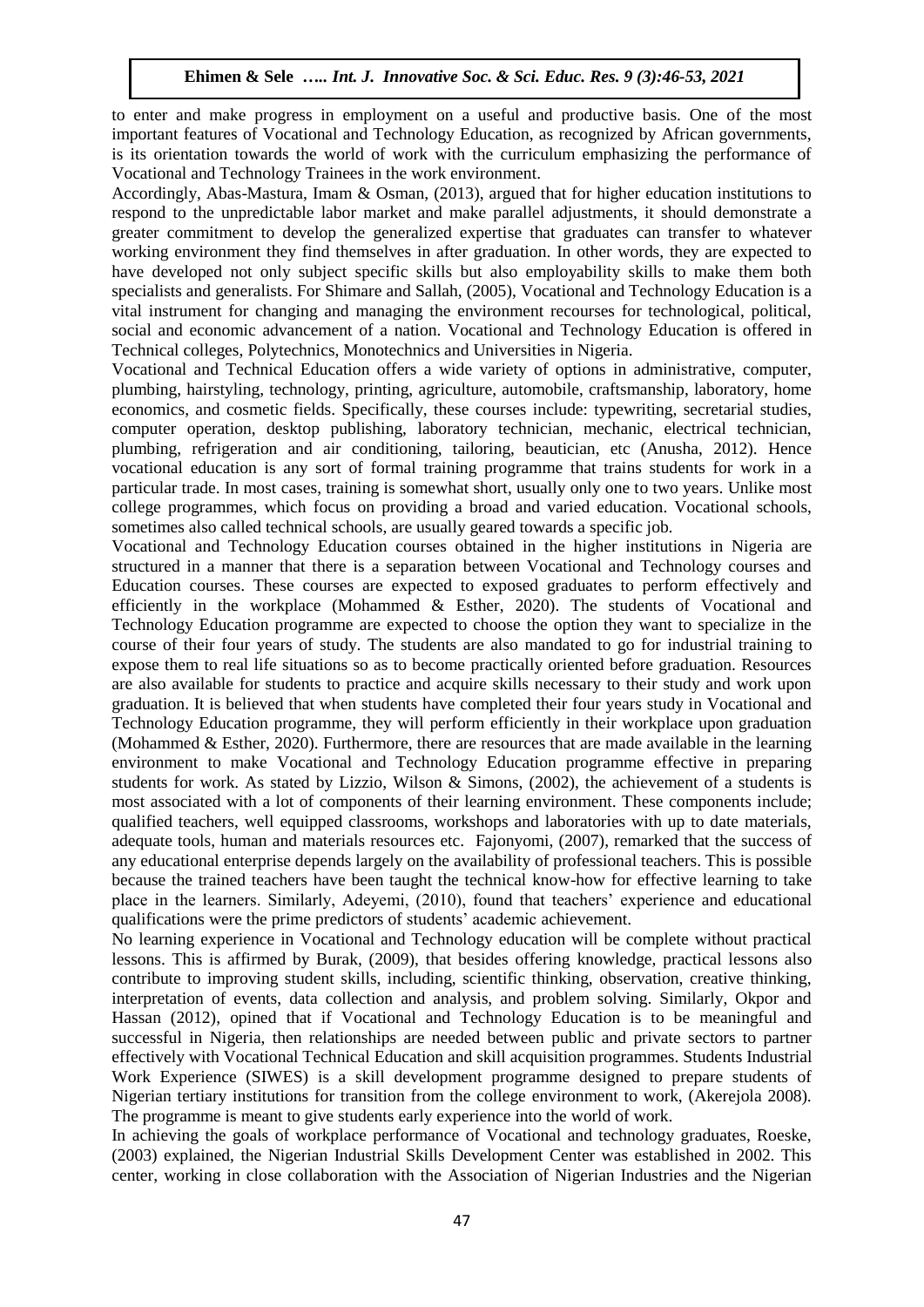to enter and make progress in employment on a useful and productive basis. One of the most important features of Vocational and Technology Education, as recognized by African governments, is its orientation towards the world of work with the curriculum emphasizing the performance of Vocational and Technology Trainees in the work environment.

Accordingly, Abas-Mastura, Imam & Osman, (2013), argued that for higher education institutions to respond to the unpredictable labor market and make parallel adjustments, it should demonstrate a greater commitment to develop the generalized expertise that graduates can transfer to whatever working environment they find themselves in after graduation. In other words, they are expected to have developed not only subject specific skills but also employability skills to make them both specialists and generalists. For Shimare and Sallah, (2005), Vocational and Technology Education is a vital instrument for changing and managing the environment recourses for technological, political, social and economic advancement of a nation. Vocational and Technology Education is offered in Technical colleges, Polytechnics, Monotechnics and Universities in Nigeria.

Vocational and Technical Education offers a wide variety of options in administrative, computer, plumbing, hairstyling, technology, printing, agriculture, automobile, craftsmanship, laboratory, home economics, and cosmetic fields. Specifically, these courses include: typewriting, secretarial studies, computer operation, desktop publishing, laboratory technician, mechanic, electrical technician, plumbing, refrigeration and air conditioning, tailoring, beautician, etc (Anusha, 2012). Hence vocational education is any sort of formal training programme that trains students for work in a particular trade. In most cases, training is somewhat short, usually only one to two years. Unlike most college programmes, which focus on providing a broad and varied education. Vocational schools, sometimes also called technical schools, are usually geared towards a specific job.

Vocational and Technology Education courses obtained in the higher institutions in Nigeria are structured in a manner that there is a separation between Vocational and Technology courses and Education courses. These courses are expected to exposed graduates to perform effectively and efficiently in the workplace (Mohammed & Esther, 2020). The students of Vocational and Technology Education programme are expected to choose the option they want to specialize in the course of their four years of study. The students are also mandated to go for industrial training to expose them to real life situations so as to become practically oriented before graduation. Resources are also available for students to practice and acquire skills necessary to their study and work upon graduation. It is believed that when students have completed their four years study in Vocational and Technology Education programme, they will perform efficiently in their workplace upon graduation (Mohammed & Esther, 2020). Furthermore, there are resources that are made available in the learning environment to make Vocational and Technology Education programme effective in preparing students for work. As stated by Lizzio, Wilson & Simons, (2002), the achievement of a students is most associated with a lot of components of their learning environment. These components include; qualified teachers, well equipped classrooms, workshops and laboratories with up to date materials, adequate tools, human and materials resources etc. Fajonyomi, (2007), remarked that the success of any educational enterprise depends largely on the availability of professional teachers. This is possible because the trained teachers have been taught the technical know-how for effective learning to take place in the learners. Similarly, Adeyemi, (2010), found that teachers' experience and educational qualifications were the prime predictors of students' academic achievement.

No learning experience in Vocational and Technology education will be complete without practical lessons. This is affirmed by Burak, (2009), that besides offering knowledge, practical lessons also contribute to improving student skills, including, scientific thinking, observation, creative thinking, interpretation of events, data collection and analysis, and problem solving. Similarly, Okpor and Hassan (2012), opined that if Vocational and Technology Education is to be meaningful and successful in Nigeria, then relationships are needed between public and private sectors to partner effectively with Vocational Technical Education and skill acquisition programmes. Students Industrial Work Experience (SIWES) is a skill development programme designed to prepare students of Nigerian tertiary institutions for transition from the college environment to work, (Akerejola 2008). The programme is meant to give students early experience into the world of work.

In achieving the goals of workplace performance of Vocational and technology graduates, Roeske, (2003) explained, the Nigerian Industrial Skills Development Center was established in 2002. This center, working in close collaboration with the Association of Nigerian Industries and the Nigerian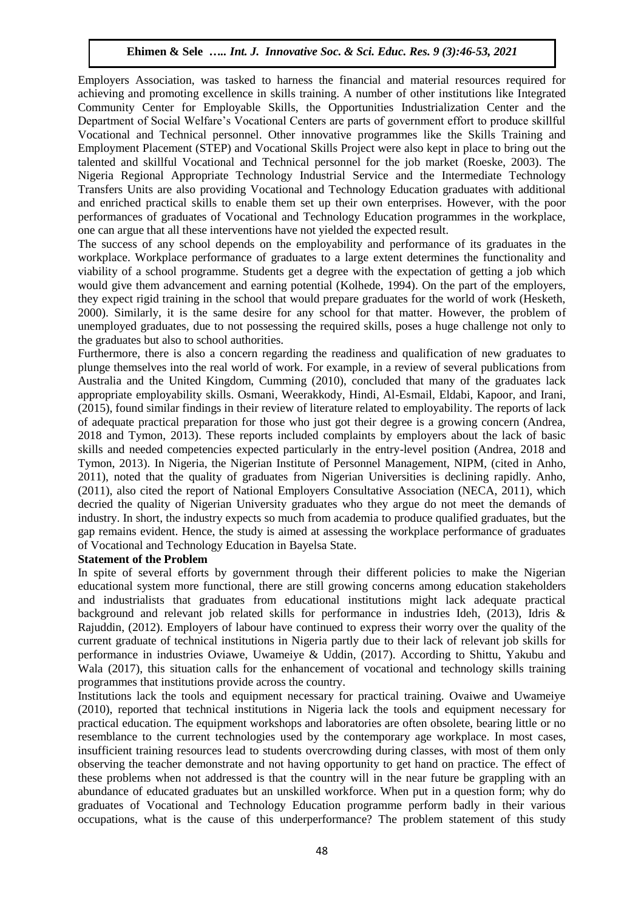Employers Association, was tasked to harness the financial and material resources required for achieving and promoting excellence in skills training. A number of other institutions like Integrated Community Center for Employable Skills, the Opportunities Industrialization Center and the Department of Social Welfare's Vocational Centers are parts of government effort to produce skillful Vocational and Technical personnel. Other innovative programmes like the Skills Training and Employment Placement (STEP) and Vocational Skills Project were also kept in place to bring out the talented and skillful Vocational and Technical personnel for the job market (Roeske, 2003). The Nigeria Regional Appropriate Technology Industrial Service and the Intermediate Technology Transfers Units are also providing Vocational and Technology Education graduates with additional and enriched practical skills to enable them set up their own enterprises. However, with the poor performances of graduates of Vocational and Technology Education programmes in the workplace, one can argue that all these interventions have not yielded the expected result.

The success of any school depends on the employability and performance of its graduates in the workplace. Workplace performance of graduates to a large extent determines the functionality and viability of a school programme. Students get a degree with the expectation of getting a job which would give them advancement and earning potential (Kolhede, 1994). On the part of the employers, they expect rigid training in the school that would prepare graduates for the world of work (Hesketh, 2000). Similarly, it is the same desire for any school for that matter. However, the problem of unemployed graduates, due to not possessing the required skills, poses a huge challenge not only to the graduates but also to school authorities.

Furthermore, there is also a concern regarding the readiness and qualification of new graduates to plunge themselves into the real world of work. For example, in a review of several publications from Australia and the United Kingdom, Cumming (2010), concluded that many of the graduates lack appropriate employability skills. Osmani, Weerakkody, Hindi, Al-Esmail, Eldabi, Kapoor, and Irani, (2015), found similar findings in their review of literature related to employability. The reports of lack of adequate practical preparation for those who just got their degree is a growing concern (Andrea, 2018 and Tymon, 2013). These reports included complaints by employers about the lack of basic skills and needed competencies expected particularly in the entry-level position (Andrea, 2018 and Tymon, 2013). In Nigeria, the Nigerian Institute of Personnel Management, NIPM, (cited in Anho, 2011), noted that the quality of graduates from Nigerian Universities is declining rapidly. Anho, (2011), also cited the report of National Employers Consultative Association (NECA, 2011), which decried the quality of Nigerian University graduates who they argue do not meet the demands of industry. In short, the industry expects so much from academia to produce qualified graduates, but the gap remains evident. Hence, the study is aimed at assessing the workplace performance of graduates of Vocational and Technology Education in Bayelsa State.

**Statement of the Problem**

In spite of several efforts by government through their different policies to make the Nigerian educational system more functional, there are still growing concerns among education stakeholders and industrialists that graduates from educational institutions might lack adequate practical background and relevant job related skills for performance in industries Ideh, (2013), Idris & Rajuddin, (2012). Employers of labour have continued to express their worry over the quality of the current graduate of technical institutions in Nigeria partly due to their lack of relevant job skills for performance in industries Oviawe, Uwameiye & Uddin, (2017). According to Shittu, Yakubu and Wala (2017), this situation calls for the enhancement of vocational and technology skills training programmes that institutions provide across the country.

Institutions lack the tools and equipment necessary for practical training. Ovaiwe and Uwameiye (2010), reported that technical institutions in Nigeria lack the tools and equipment necessary for practical education. The equipment workshops and laboratories are often obsolete, bearing little or no resemblance to the current technologies used by the contemporary age workplace. In most cases, insufficient training resources lead to students overcrowding during classes, with most of them only observing the teacher demonstrate and not having opportunity to get hand on practice. The effect of these problems when not addressed is that the country will in the near future be grappling with an abundance of educated graduates but an unskilled workforce. When put in a question form; why do graduates of Vocational and Technology Education programme perform badly in their various occupations, what is the cause of this underperformance? The problem statement of this study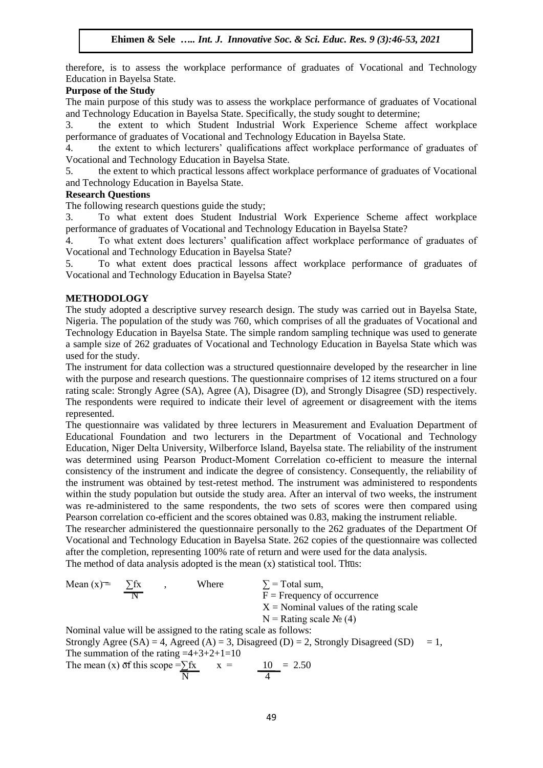therefore, is to assess the workplace performance of graduates of Vocational and Technology Education in Bayelsa State.

**Purpose of the Study**

The main purpose of this study was to assess the workplace performance of graduates of Vocational and Technology Education in Bayelsa State. Specifically, the study sought to determine;

3. the extent to which Student Industrial Work Experience Scheme affect workplace performance of graduates of Vocational and Technology Education in Bayelsa State.
4. the extent to which lecturers' qualifications affect workplace performance of graduates of Vocational and Technology Education in Bayelsa State.
5. the extent to which practical lessons affect workplace performance of graduates of Vocational and Technology Education in Bayelsa State.

**Research Questions**

The following research questions guide the study;

3. To what extent does Student Industrial Work Experience Scheme affect workplace performance of graduates of Vocational and Technology Education in Bayelsa State?
4. To what extent does lecturers' qualification affect workplace performance of graduates of Vocational and Technology Education in Bayelsa State?
5. To what extent does practical lessons affect workplace performance of graduates of Vocational and Technology Education in Bayelsa State?

## METHODOLOGY

The study adopted a descriptive survey research design. The study was carried out in Bayelsa State, Nigeria. The population of the study was 760, which comprises of all the graduates of Vocational and Technology Education in Bayelsa State. The simple random sampling technique was used to generate a sample size of 262 graduates of Vocational and Technology Education in Bayelsa State which was used for the study.

The instrument for data collection was a structured questionnaire developed by the researcher in line with the purpose and research questions. The questionnaire comprises of 12 items structured on a four rating scale: Strongly Agree (SA), Agree (A), Disagree (D), and Strongly Disagree (SD) respectively. The respondents were required to indicate their level of agreement or disagreement with the items represented.

The questionnaire was validated by three lecturers in Measurement and Evaluation Department of Educational Foundation and two lecturers in the Department of Vocational and Technology Education, Niger Delta University, Wilberforce Island, Bayelsa state. The reliability of the instrument was determined using Pearson Product-Moment Correlation co-efficient to measure the internal consistency of the instrument and indicate the degree of consistency. Consequently, the reliability of the instrument was obtained by test-retest method. The instrument was administered to respondents within the study population but outside the study area. After an interval of two weeks, the instrument was re-administered to the same respondents, the two sets of scores were then compared using Pearson correlation co-efficient and the scores obtained was 0.83, making the instrument reliable.

The researcher administered the questionnaire personally to the 262 graduates of the Department Of Vocational and Technology Education in Bayelsa State. 262 copies of the questionnaire was collected after the completion, representing 100% rate of return and were used for the data analysis.

The method of data analysis adopted is the mean (x) statistical tool. Thus:

$$\text{Mean } (\bar{x}) = \frac{\sum fx}{N}$$

Where
$\sum$ = Total sum,
F = Frequency of occurrence
X = Nominal values of the rating scale
N = Rating scale № (4)

Nominal value will be assigned to the rating scale as follows:

Strongly Agree (SA) = 4, Agreed (A) = 3, Disagreed (D) = 2, Strongly Disagreed (SD) = 1,

The summation of the rating =4+3+2+1=10

The mean (x) of this scope $= \frac{\sum fx}{N} \quad x = \frac{10}{4} = 2.50$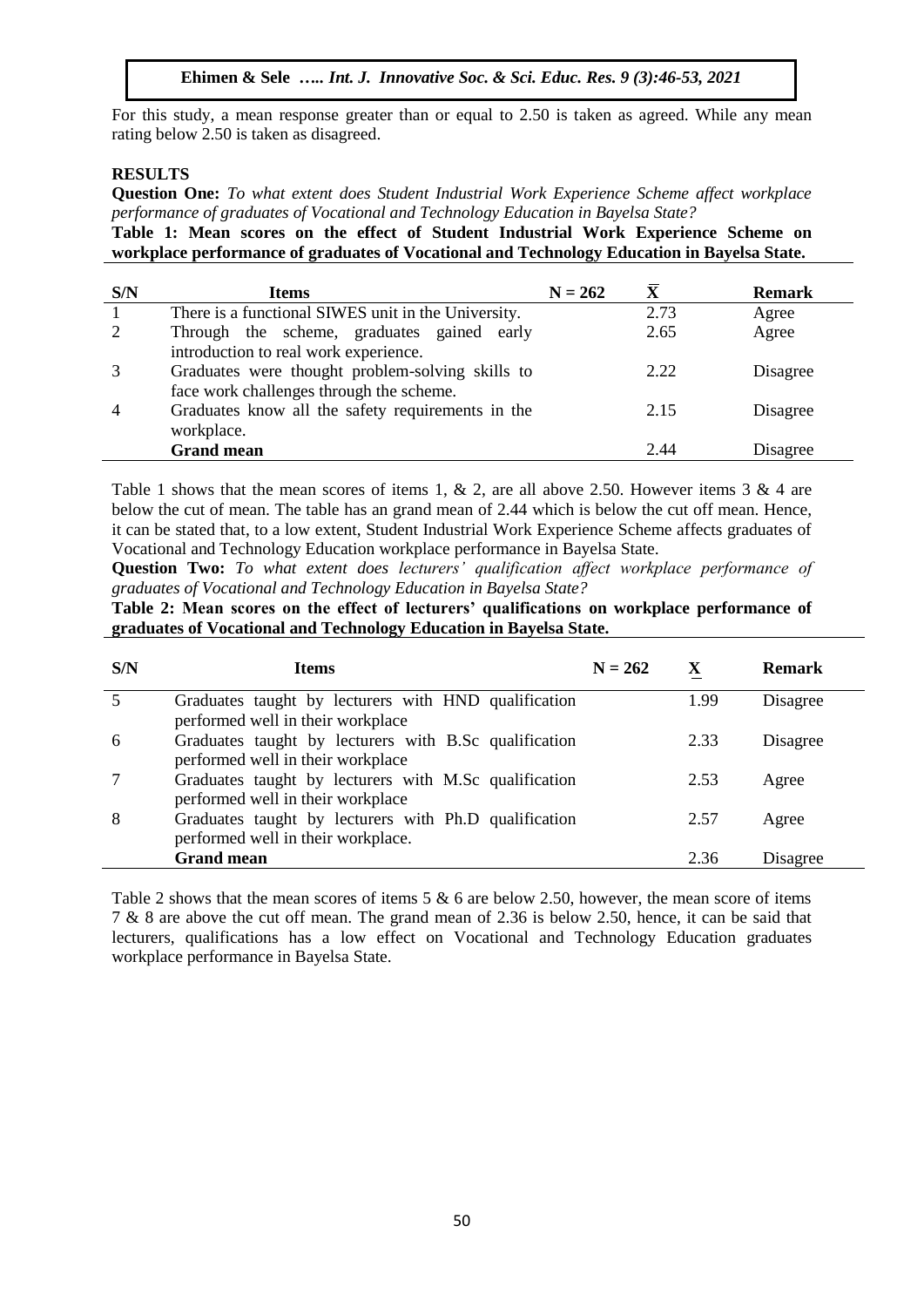For this study, a mean response greater than or equal to 2.50 is taken as agreed. While any mean rating below 2.50 is taken as disagreed.

## RESULTS

**Question One:** *To what extent does Student Industrial Work Experience Scheme affect workplace performance of graduates of Vocational and Technology Education in Bayelsa State?*

**Table 1: Mean scores on the effect of Student Industrial Work Experience Scheme on workplace performance of graduates of Vocational and Technology Education in Bayelsa State.**

| S/N | Items | N = 262 | $\bar{X}$ | Remark |
|---|---|---|---|---|
| 1 | There is a functional SIWES unit in the University. | | 2.73 | Agree |
| 2 | Through the scheme, graduates gained early introduction to real work experience. | | 2.65 | Agree |
| 3 | Graduates were thought problem-solving skills to face work challenges through the scheme. | | 2.22 | Disagree |
| 4 | Graduates know all the safety requirements in the workplace. | | 2.15 | Disagree |
| | **Grand mean** | | 2.44 | Disagree |

Table 1 shows that the mean scores of items 1, & 2, are all above 2.50. However items 3 & 4 are below the cut of mean. The table has an grand mean of 2.44 which is below the cut off mean. Hence, it can be stated that, to a low extent, Student Industrial Work Experience Scheme affects graduates of Vocational and Technology Education workplace performance in Bayelsa State.

**Question Two:** *To what extent does lecturers' qualification affect workplace performance of graduates of Vocational and Technology Education in Bayelsa State?*

**Table 2: Mean scores on the effect of lecturers' qualifications on workplace performance of graduates of Vocational and Technology Education in Bayelsa State.**

| S/N | Items | N = 262 | $\underline{X}$ | Remark |
|---|---|---|---|---|
| 5 | Graduates taught by lecturers with HND qualification performed well in their workplace | | 1.99 | Disagree |
| 6 | Graduates taught by lecturers with B.Sc qualification performed well in their workplace | | 2.33 | Disagree |
| 7 | Graduates taught by lecturers with M.Sc qualification performed well in their workplace | | 2.53 | Agree |
| 8 | Graduates taught by lecturers with Ph.D qualification performed well in their workplace. | | 2.57 | Agree |
| | **Grand mean** | | 2.36 | Disagree |

Table 2 shows that the mean scores of items 5 & 6 are below 2.50, however, the mean score of items 7 & 8 are above the cut off mean. The grand mean of 2.36 is below 2.50, hence, it can be said that lecturers, qualifications has a low effect on Vocational and Technology Education graduates workplace performance in Bayelsa State.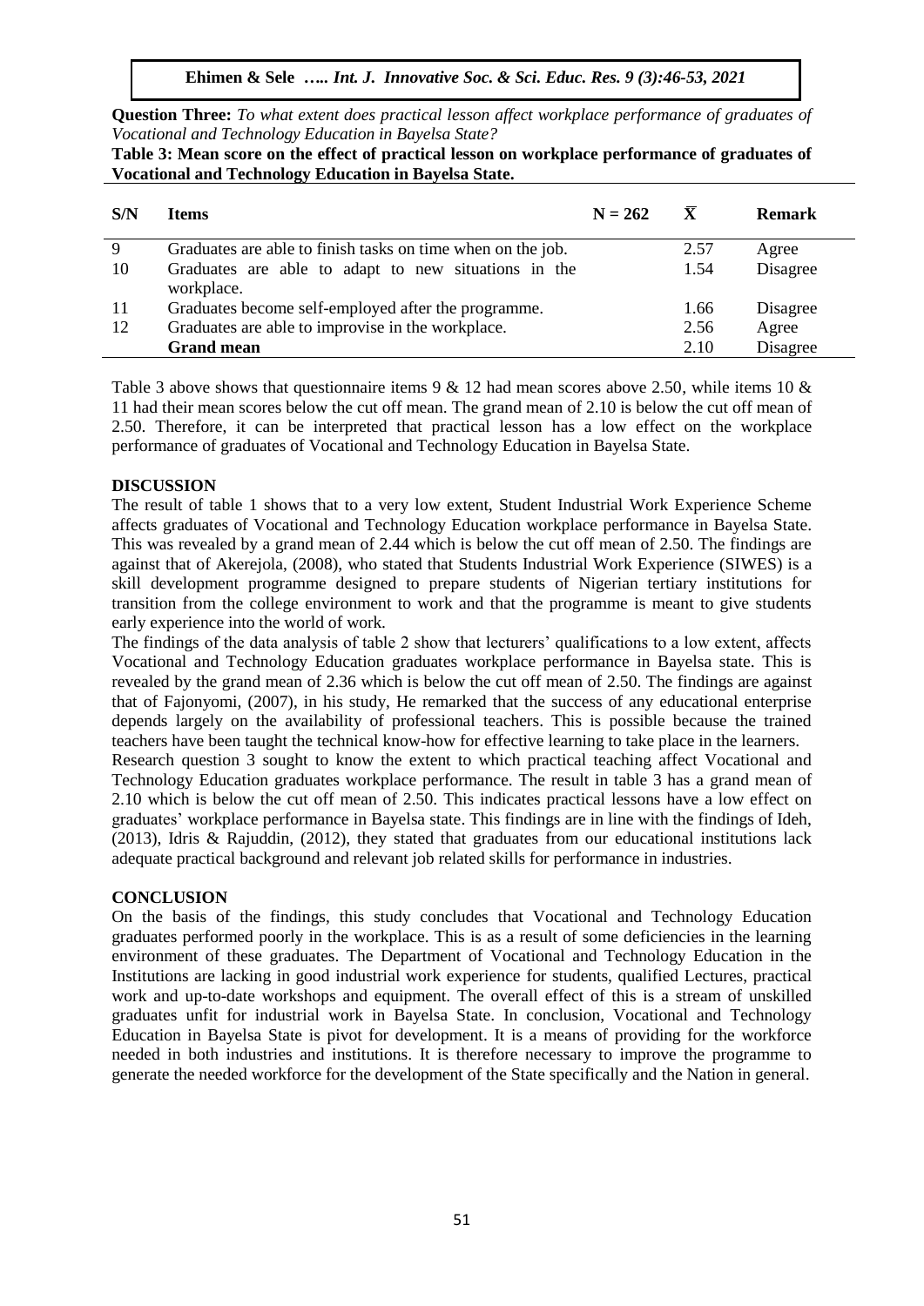**Question Three:** *To what extent does practical lesson affect workplace performance of graduates of Vocational and Technology Education in Bayelsa State?*

**Table 3: Mean score on the effect of practical lesson on workplace performance of graduates of Vocational and Technology Education in Bayelsa State.**

| S/N | Items | N = 262 | $\bar{X}$ | Remark |
|---|---|---|---|---|
| 9 | Graduates are able to finish tasks on time when on the job. | | 2.57 | Agree |
| 10 | Graduates are able to adapt to new situations in the workplace. | | 1.54 | Disagree |
| 11 | Graduates become self-employed after the programme. | | 1.66 | Disagree |
| 12 | Graduates are able to improvise in the workplace. | | 2.56 | Agree |
| | **Grand mean** | | 2.10 | Disagree |

Table 3 above shows that questionnaire items 9 & 12 had mean scores above 2.50, while items 10 & 11 had their mean scores below the cut off mean. The grand mean of 2.10 is below the cut off mean of 2.50. Therefore, it can be interpreted that practical lesson has a low effect on the workplace performance of graduates of Vocational and Technology Education in Bayelsa State.

## DISCUSSION

The result of table 1 shows that to a very low extent, Student Industrial Work Experience Scheme affects graduates of Vocational and Technology Education workplace performance in Bayelsa State. This was revealed by a grand mean of 2.44 which is below the cut off mean of 2.50. The findings are against that of Akerejola, (2008), who stated that Students Industrial Work Experience (SIWES) is a skill development programme designed to prepare students of Nigerian tertiary institutions for transition from the college environment to work and that the programme is meant to give students early experience into the world of work.

The findings of the data analysis of table 2 show that lecturers' qualifications to a low extent, affects Vocational and Technology Education graduates workplace performance in Bayelsa state. This is revealed by the grand mean of 2.36 which is below the cut off mean of 2.50. The findings are against that of Fajonyomi, (2007), in his study, He remarked that the success of any educational enterprise depends largely on the availability of professional teachers. This is possible because the trained teachers have been taught the technical know-how for effective learning to take place in the learners.

Research question 3 sought to know the extent to which practical teaching affect Vocational and Technology Education graduates workplace performance. The result in table 3 has a grand mean of 2.10 which is below the cut off mean of 2.50. This indicates practical lessons have a low effect on graduates' workplace performance in Bayelsa state. This findings are in line with the findings of Ideh, (2013), Idris & Rajuddin, (2012), they stated that graduates from our educational institutions lack adequate practical background and relevant job related skills for performance in industries.

## CONCLUSION

On the basis of the findings, this study concludes that Vocational and Technology Education graduates performed poorly in the workplace. This is as a result of some deficiencies in the learning environment of these graduates. The Department of Vocational and Technology Education in the Institutions are lacking in good industrial work experience for students, qualified Lectures, practical work and up-to-date workshops and equipment. The overall effect of this is a stream of unskilled graduates unfit for industrial work in Bayelsa State. In conclusion, Vocational and Technology Education in Bayelsa State is pivot for development. It is a means of providing for the workforce needed in both industries and institutions. It is therefore necessary to improve the programme to generate the needed workforce for the development of the State specifically and the Nation in general.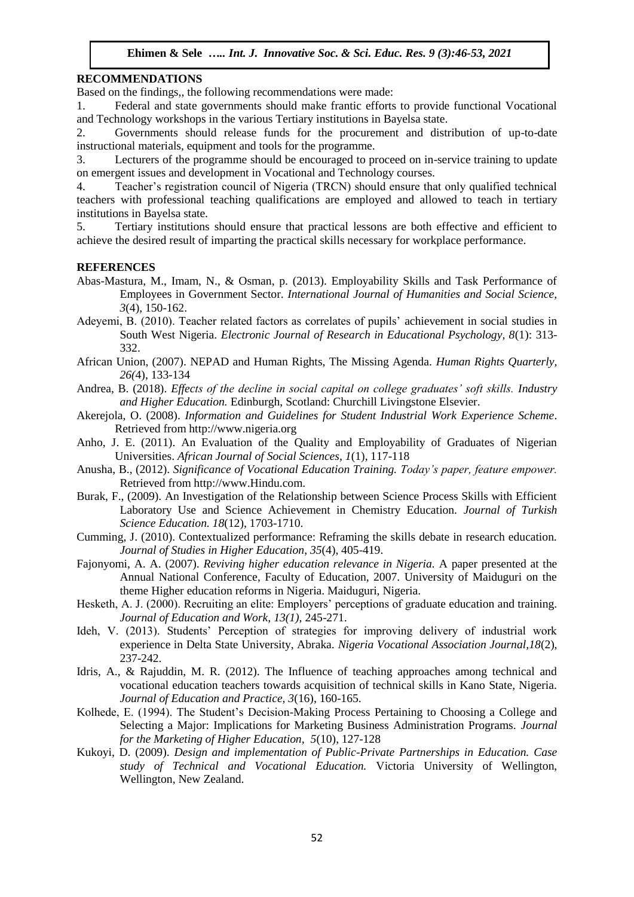## RECOMMENDATIONS

Based on the findings,, the following recommendations were made:

1. Federal and state governments should make frantic efforts to provide functional Vocational and Technology workshops in the various Tertiary institutions in Bayelsa state.
2. Governments should release funds for the procurement and distribution of up-to-date instructional materials, equipment and tools for the programme.
3. Lecturers of the programme should be encouraged to proceed on in-service training to update on emergent issues and development in Vocational and Technology courses.
4. Teacher's registration council of Nigeria (TRCN) should ensure that only qualified technical teachers with professional teaching qualifications are employed and allowed to teach in tertiary institutions in Bayelsa state.
5. Tertiary institutions should ensure that practical lessons are both effective and efficient to achieve the desired result of imparting the practical skills necessary for workplace performance.

## REFERENCES

Abas-Mastura, M., Imam, N., & Osman, p. (2013). Employability Skills and Task Performance of Employees in Government Sector. *International Journal of Humanities and Social Science, 3*(4), 150-162.

Adeyemi, B. (2010). Teacher related factors as correlates of pupils' achievement in social studies in South West Nigeria. *Electronic Journal of Research in Educational Psychology, 8*(1): 313-332.

African Union, (2007). NEPAD and Human Rights, The Missing Agenda. *Human Rights Quarterly, 26(*4), 133-134

Andrea, B. (2018). *Effects of the decline in social capital on college graduates' soft skills. Industry and Higher Education.* Edinburgh, Scotland: Churchill Livingstone Elsevier.

Akerejola, O. (2008). *Information and Guidelines for Student Industrial Work Experience Scheme*. Retrieved from http://www.nigeria.org

Anho, J. E. (2011). An Evaluation of the Quality and Employability of Graduates of Nigerian Universities. *African Journal of Social Sciences, 1*(1), 117-118

Anusha, B., (2012). *Significance of Vocational Education Training. Today's paper, feature empower.* Retrieved from http://www.Hindu.com.

Burak, F., (2009). An Investigation of the Relationship between Science Process Skills with Efficient Laboratory Use and Science Achievement in Chemistry Education. *Journal of Turkish Science Education. 18*(12), 1703-1710.

Cumming, J. (2010). Contextualized performance: Reframing the skills debate in research education. *Journal of Studies in Higher Education*, *35*(4), 405-419.

Fajonyomi, A. A. (2007). *Reviving higher education relevance in Nigeria.* A paper presented at the Annual National Conference, Faculty of Education, 2007. University of Maiduguri on the theme Higher education reforms in Nigeria. Maiduguri, Nigeria.

Hesketh, A. J. (2000). Recruiting an elite: Employers' perceptions of graduate education and training. *Journal of Education and Work, 13(1),* 245-271.

Ideh, V. (2013). Students' Perception of strategies for improving delivery of industrial work experience in Delta State University, Abraka. *Nigeria Vocational Association Journal,18*(2), 237-242.

Idris, A., & Rajuddin, M. R. (2012). The Influence of teaching approaches among technical and vocational education teachers towards acquisition of technical skills in Kano State, Nigeria. *Journal of Education and Practice, 3*(16), 160-165.

Kolhede, E. (1994). The Student's Decision-Making Process Pertaining to Choosing a College and Selecting a Major: Implications for Marketing Business Administration Programs. *Journal for the Marketing of Higher Education, 5*(10), 127-128

Kukoyi, D. (2009). *Design and implementation of Public-Private Partnerships in Education. Case study of Technical and Vocational Education.* Victoria University of Wellington, Wellington, New Zealand.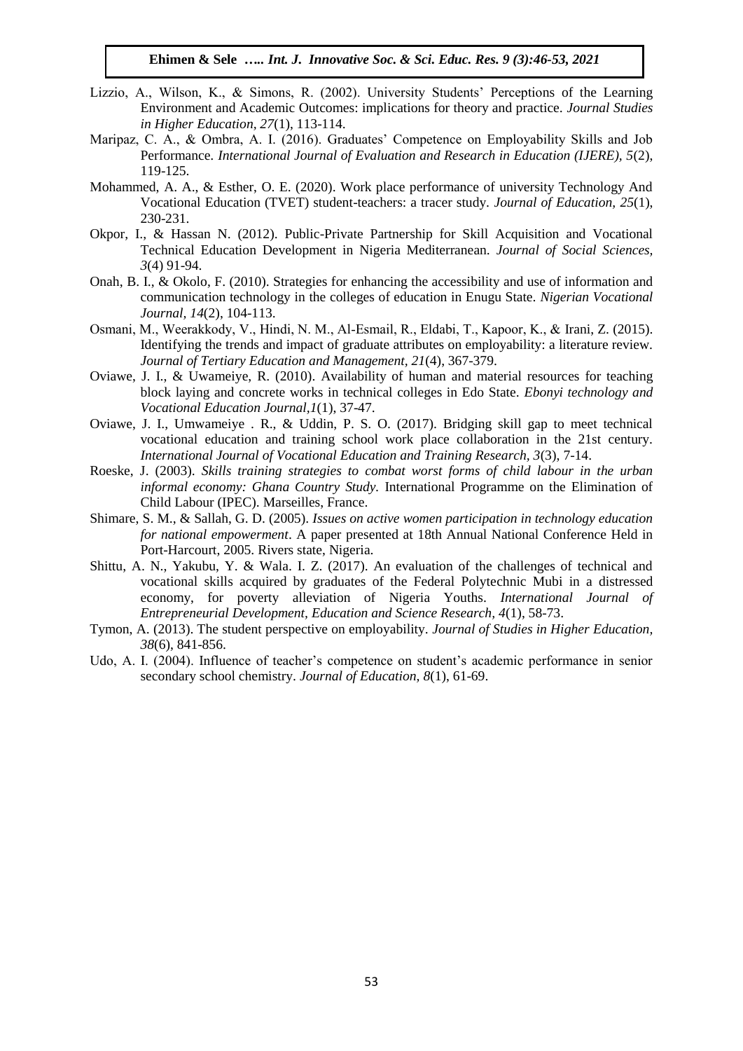Lizzio, A., Wilson, K., & Simons, R. (2002). University Students' Perceptions of the Learning Environment and Academic Outcomes: implications for theory and practice. *Journal Studies in Higher Education, 27*(1), 113-114.

Maripaz, C. A., & Ombra, A. I. (2016). Graduates' Competence on Employability Skills and Job Performance. *International Journal of Evaluation and Research in Education (IJERE), 5*(2), 119-125.

Mohammed, A. A., & Esther, O. E. (2020). Work place performance of university Technology And Vocational Education (TVET) student-teachers: a tracer study. *Journal of Education, 25*(1), 230-231.

Okpor, I., & Hassan N. (2012). Public-Private Partnership for Skill Acquisition and Vocational Technical Education Development in Nigeria Mediterranean. *Journal of Social Sciences, 3*(4) 91-94.

Onah, B. I., & Okolo, F. (2010). Strategies for enhancing the accessibility and use of information and communication technology in the colleges of education in Enugu State. *Nigerian Vocational Journal, 14*(2), 104-113.

Osmani, M., Weerakkody, V., Hindi, N. M., Al-Esmail, R., Eldabi, T., Kapoor, K., & Irani, Z. (2015). Identifying the trends and impact of graduate attributes on employability: a literature review. *Journal of Tertiary Education and Management, 21*(4), 367-379.

Oviawe, J. I., & Uwameiye, R. (2010). Availability of human and material resources for teaching block laying and concrete works in technical colleges in Edo State. *Ebonyi technology and Vocational Education Journal,1*(1), 37-47.

Oviawe, J. I., Umwameiye . R., & Uddin, P. S. O. (2017). Bridging skill gap to meet technical vocational education and training school work place collaboration in the 21st century. *International Journal of Vocational Education and Training Research, 3*(3), 7-14.

Roeske, J. (2003). *Skills training strategies to combat worst forms of child labour in the urban informal economy: Ghana Country Study.* International Programme on the Elimination of Child Labour (IPEC). Marseilles, France.

Shimare, S. M., & Sallah, G. D. (2005). *Issues on active women participation in technology education for national empowerment*. A paper presented at 18th Annual National Conference Held in Port-Harcourt, 2005. Rivers state, Nigeria.

Shittu, A. N., Yakubu, Y. & Wala. I. Z. (2017). An evaluation of the challenges of technical and vocational skills acquired by graduates of the Federal Polytechnic Mubi in a distressed economy, for poverty alleviation of Nigeria Youths. *International Journal of Entrepreneurial Development, Education and Science Research, 4*(1), 58-73.

Tymon, A. (2013). The student perspective on employability. *Journal of Studies in Higher Education, 38*(6), 841-856.

Udo, A. I. (2004). Influence of teacher's competence on student's academic performance in senior secondary school chemistry. *Journal of Education, 8*(1), 61-69.